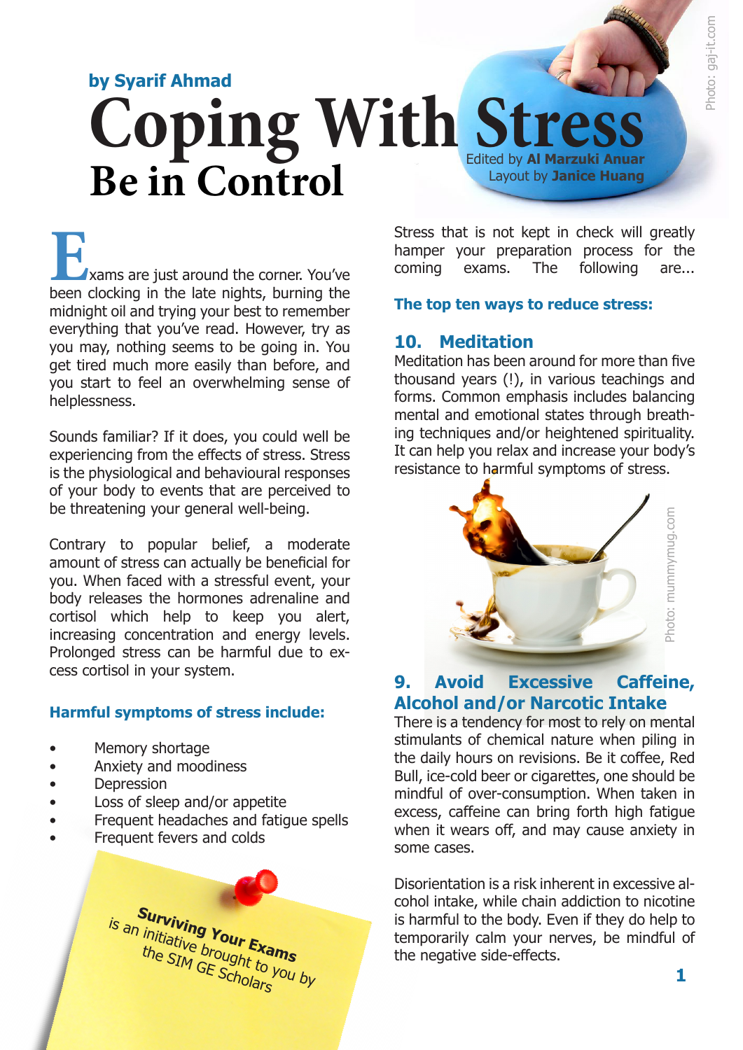by Syarif Ahmad

# Coping With Stress

## Be in Control

Edited by **Al Marzuki Anuar**
Layout by **Janice Huang**

Photo: gaj-it.com

Exams are just around the corner. You've been clocking in the late nights, burning the midnight oil and trying your best to remember everything that you've read. However, try as you may, nothing seems to be going in. You get tired much more easily than before, and you start to feel an overwhelming sense of helplessness.

Sounds familiar? If it does, you could well be experiencing from the effects of stress. Stress is the physiological and behavioural responses of your body to events that are perceived to be threatening your general well-being.

Contrary to popular belief, a moderate amount of stress can actually be beneficial for you. When faced with a stressful event, your body releases the hormones adrenaline and cortisol which help to keep you alert, increasing concentration and energy levels. Prolonged stress can be harmful due to excess cortisol in your system.

### Harmful symptoms of stress include:

- Memory shortage
- Anxiety and moodiness
- Depression
- Loss of sleep and/or appetite
- Frequent headaches and fatigue spells
- Frequent fevers and colds

**Surviving Your Exams** is an initiative brought to you by the SIM GE Scholars

Stress that is not kept in check will greatly hamper your preparation process for the coming exams. The following are...

### The top ten ways to reduce stress:

### 10. Meditation

Meditation has been around for more than five thousand years (!), in various teachings and forms. Common emphasis includes balancing mental and emotional states through breathing techniques and/or heightened spirituality. It can help you relax and increase your body's resistance to harmful symptoms of stress.

Photo: mummymug.com

### 9. Avoid Excessive Caffeine, Alcohol and/or Narcotic Intake

There is a tendency for most to rely on mental stimulants of chemical nature when piling in the daily hours on revisions. Be it coffee, Red Bull, ice-cold beer or cigarettes, one should be mindful of over-consumption. When taken in excess, caffeine can bring forth high fatigue when it wears off, and may cause anxiety in some cases.

Disorientation is a risk inherent in excessive alcohol intake, while chain addiction to nicotine is harmful to the body. Even if they do help to temporarily calm your nerves, be mindful of the negative side-effects.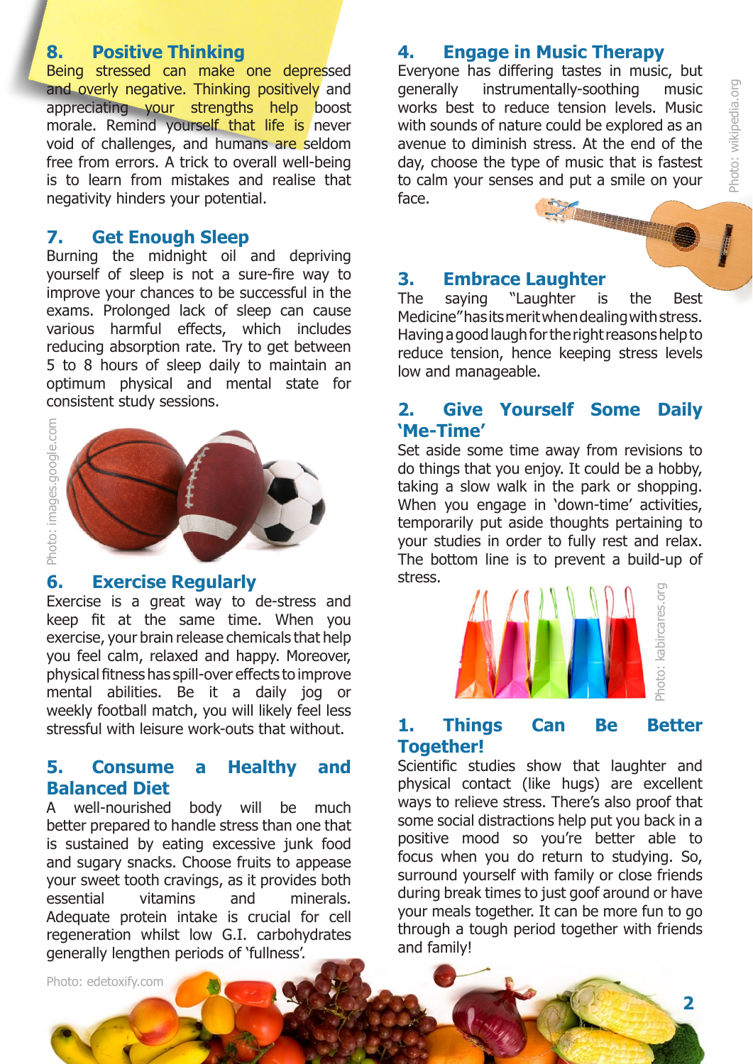## 8. Positive Thinking

Being stressed can make one depressed and overly negative. Thinking positively and appreciating your strengths help boost morale. Remind yourself that life is never void of challenges, and humans are seldom free from errors. A trick to overall well-being is to learn from mistakes and realise that negativity hinders your potential.

## 7. Get Enough Sleep

Burning the midnight oil and depriving yourself of sleep is not a sure-fire way to improve your chances to be successful in the exams. Prolonged lack of sleep can cause various harmful effects, which includes reducing absorption rate. Try to get between 5 to 8 hours of sleep daily to maintain an optimum physical and mental state for consistent study sessions.

Photo: images.google.com

## 6. Exercise Regularly

Exercise is a great way to de-stress and keep fit at the same time. When you exercise, your brain release chemicals that help you feel calm, relaxed and happy. Moreover, physical fitness has spill-over effects to improve mental abilities. Be it a daily jog or weekly football match, you will likely feel less stressful with leisure work-outs that without.

## 5. Consume a Healthy and Balanced Diet

A well-nourished body will be much better prepared to handle stress than one that is sustained by eating excessive junk food and sugary snacks. Choose fruits to appease your sweet tooth cravings, as it provides both essential vitamins and minerals. Adequate protein intake is crucial for cell regeneration whilst low G.I. carbohydrates generally lengthen periods of 'fullness'.

Photo: edetoxify.com

## 4. Engage in Music Therapy

Everyone has differing tastes in music, but generally instrumentally-soothing music works best to reduce tension levels. Music with sounds of nature could be explored as an avenue to diminish stress. At the end of the day, choose the type of music that is fastest to calm your senses and put a smile on your face.

Photo: wikipedia.org

## 3. Embrace Laughter

The saying "Laughter is the Best Medicine" has its merit when dealing with stress. Having a good laugh for the right reasons help to reduce tension, hence keeping stress levels low and manageable.

## 2. Give Yourself Some Daily 'Me-Time'

Set aside some time away from revisions to do things that you enjoy. It could be a hobby, taking a slow walk in the park or shopping. When you engage in 'down-time' activities, temporarily put aside thoughts pertaining to your studies in order to fully rest and relax. The bottom line is to prevent a build-up of stress.

Photo: kabircares.org

## 1. Things Can Be Better Together!

Scientific studies show that laughter and physical contact (like hugs) are excellent ways to relieve stress. There's also proof that some social distractions help put you back in a positive mood so you're better able to focus when you do return to studying. So, surround yourself with family or close friends during break times to just goof around or have your meals together. It can be more fun to go through a tough period together with friends and family!